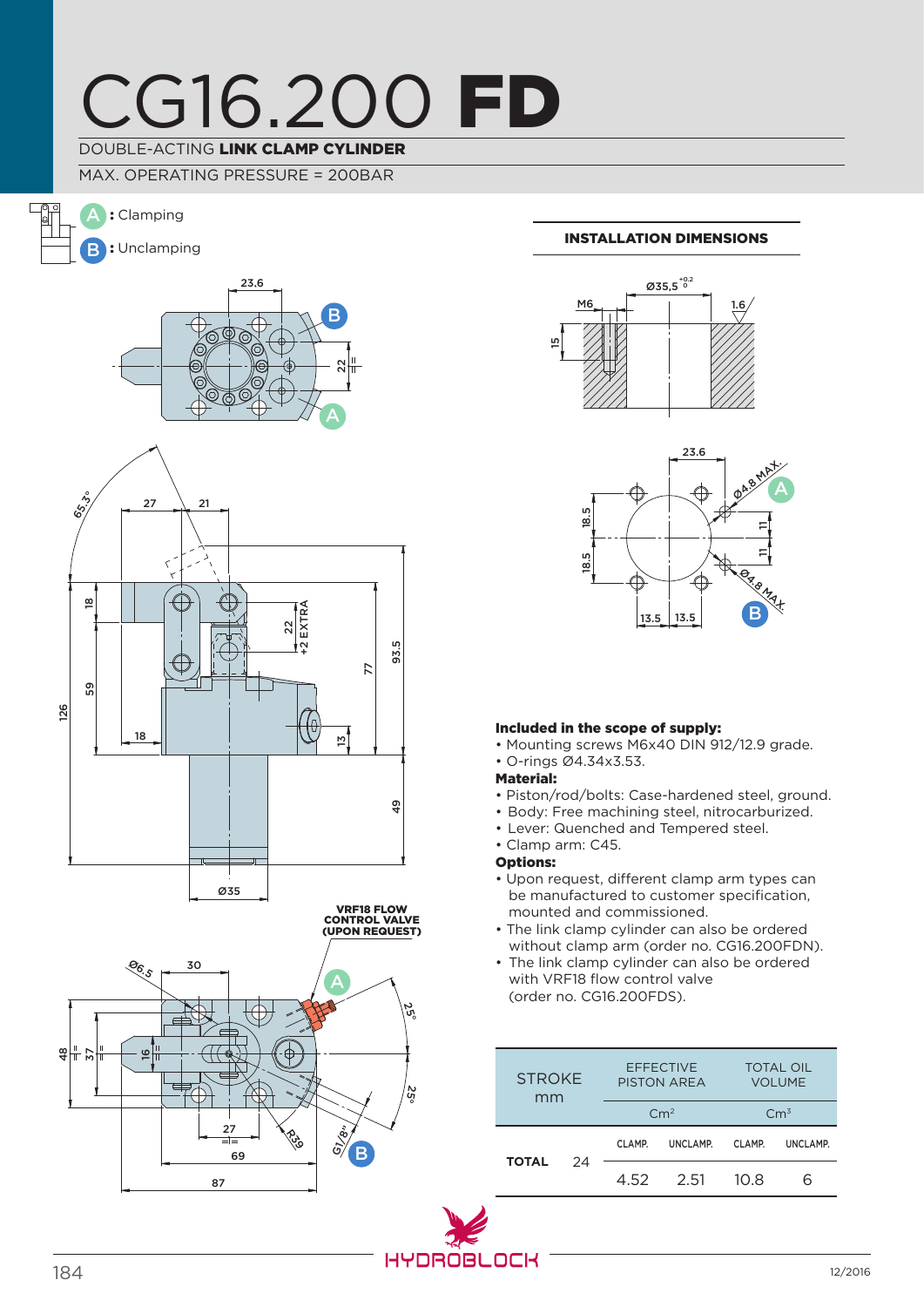# CG16.200 **FD**

DOUBLE-ACTING **LINK CLAMP CYLINDER**

MAX. OPERATING PRESSURE = 200BAR

A : Clamping

B : Unclamping

**INSTALLATION DIMENSIONS**

**Included in the scope of supply:**
- Mounting screws M6x40 DIN 912/12.9 grade.
- O-rings Ø4.34x3.53.

**Material:**
- Piston/rod/bolts: Case-hardened steel, ground.
- Body: Free machining steel, nitrocarburized.
- Lever: Quenched and Tempered steel.
- Clamp arm: C45.

**Options:**
- Upon request, different clamp arm types can be manufactured to customer specification, mounted and commissioned.
- The link clamp cylinder can also be ordered without clamp arm (order no. CG16.200FDN).
- The link clamp cylinder can also be ordered with VRF18 flow control valve (order no. CG16.200FDS).

| STROKE mm | | EFFECTIVE PISTON AREA | | TOTAL OIL VOLUME | |
|---|---|---|---|---|---|
| | | Cm² | | Cm³ | |
| | | CLAMP. | UNCLAMP. | CLAMP. | UNCLAMP. |
| **TOTAL** | 24 | 4.52 | 2.51 | 10.8 | 6 |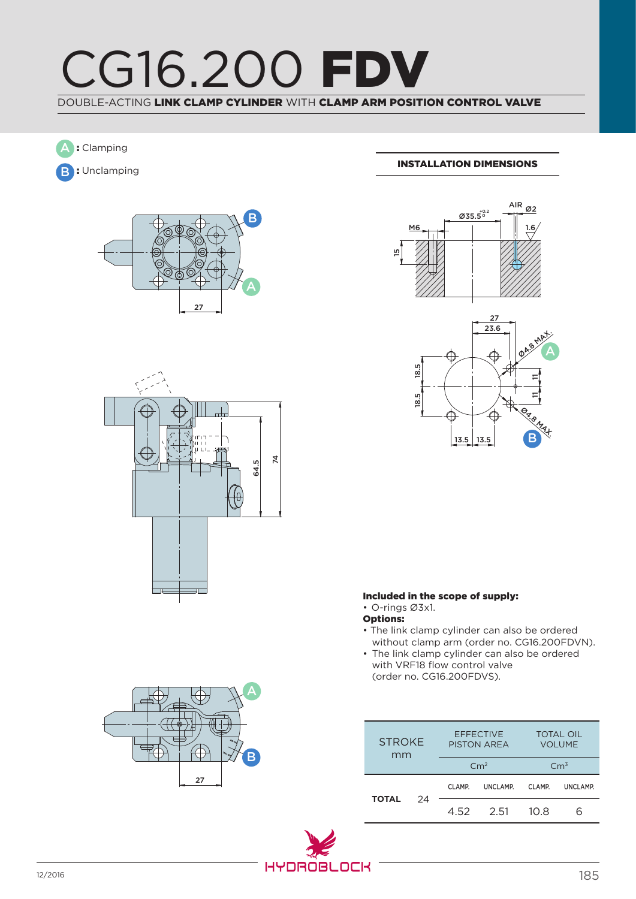# CG16.200 **FDV**

DOUBLE-ACTING **LINK CLAMP CYLINDER** WITH **CLAMP ARM POSITION CONTROL VALVE**

A : Clamping

B : Unclamping

**INSTALLATION DIMENSIONS**

**Included in the scope of supply:**
- O-rings Ø3x1.

**Options:**
- The link clamp cylinder can also be ordered without clamp arm (order no. CG16.200FDVN).
- The link clamp cylinder can also be ordered with VRF18 flow control valve (order no. CG16.200FDVS).

| STROKE mm | | EFFECTIVE PISTON AREA | | TOTAL OIL VOLUME | |
|---|---|---|---|---|---|
| | | Cm² | | Cm³ | |
| | | CLAMP. | UNCLAMP. | CLAMP. | UNCLAMP. |
| **TOTAL** | 24 | 4.52 | 2.51 | 10.8 | 6 |

12/2016